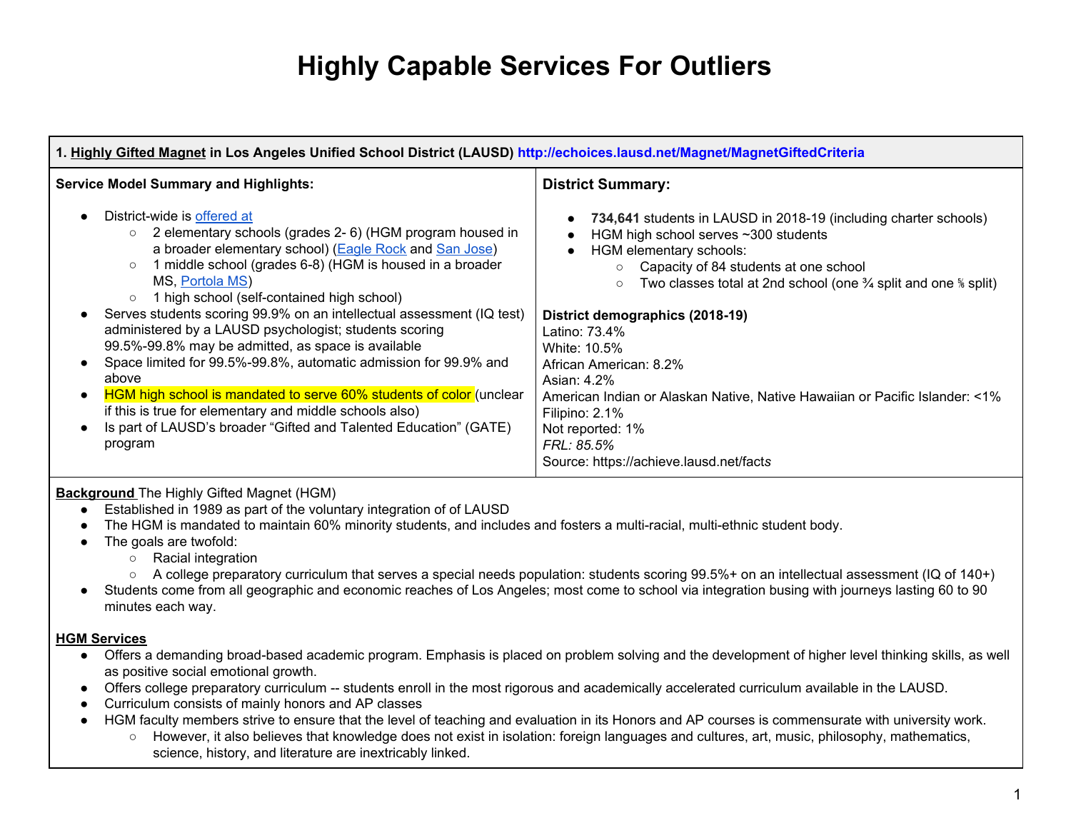# Highly Capable Services For Outliers

## 1. Highly Gifted Magnet in Los Angeles Unified School District (LAUSD) http://echoices.lausd.net/Magnet/MagnetGiftedCriteria

**Service Model Summary and Highlights:**

- District-wide is offered at
  - 2 elementary schools (grades 2- 6) (HGM program housed in a broader elementary school) (Eagle Rock and San Jose)
  - 1 middle school (grades 6-8) (HGM is housed in a broader MS, Portola MS)
  - 1 high school (self-contained high school)
- Serves students scoring 99.9% on an intellectual assessment (IQ test) administered by a LAUSD psychologist; students scoring 99.5%-99.8% may be admitted, as space is available
- Space limited for 99.5%-99.8%, automatic admission for 99.9% and above
- HGM high school is mandated to serve 60% students of color (unclear if this is true for elementary and middle schools also)
- Is part of LAUSD's broader "Gifted and Talented Education" (GATE) program

**District Summary:**

- **734,641** students in LAUSD in 2018-19 (including charter schools)
- HGM high school serves ~300 students
- HGM elementary schools:
  - Capacity of 84 students at one school
  - Two classes total at 2nd school (one ¾ split and one ⅚ split)

**District demographics (2018-19)**
Latino: 73.4%
White: 10.5%
African American: 8.2%
Asian: 4.2%
American Indian or Alaskan Native, Native Hawaiian or Pacific Islander: <1%
Filipino: 2.1%
Not reported: 1%
*FRL: 85.5%*
Source: https://achieve.lausd.net/facts

**Background** The Highly Gifted Magnet (HGM)

- Established in 1989 as part of the voluntary integration of of LAUSD
- The HGM is mandated to maintain 60% minority students, and includes and fosters a multi-racial, multi-ethnic student body.
- The goals are twofold:
  - Racial integration
  - A college preparatory curriculum that serves a special needs population: students scoring 99.5%+ on an intellectual assessment (IQ of 140+)
- Students come from all geographic and economic reaches of Los Angeles; most come to school via integration busing with journeys lasting 60 to 90 minutes each way.

**HGM Services**

- Offers a demanding broad-based academic program. Emphasis is placed on problem solving and the development of higher level thinking skills, as well as positive social emotional growth.
- Offers college preparatory curriculum -- students enroll in the most rigorous and academically accelerated curriculum available in the LAUSD.
- Curriculum consists of mainly honors and AP classes
- HGM faculty members strive to ensure that the level of teaching and evaluation in its Honors and AP courses is commensurate with university work.
  - However, it also believes that knowledge does not exist in isolation: foreign languages and cultures, art, music, philosophy, mathematics, science, history, and literature are inextricably linked.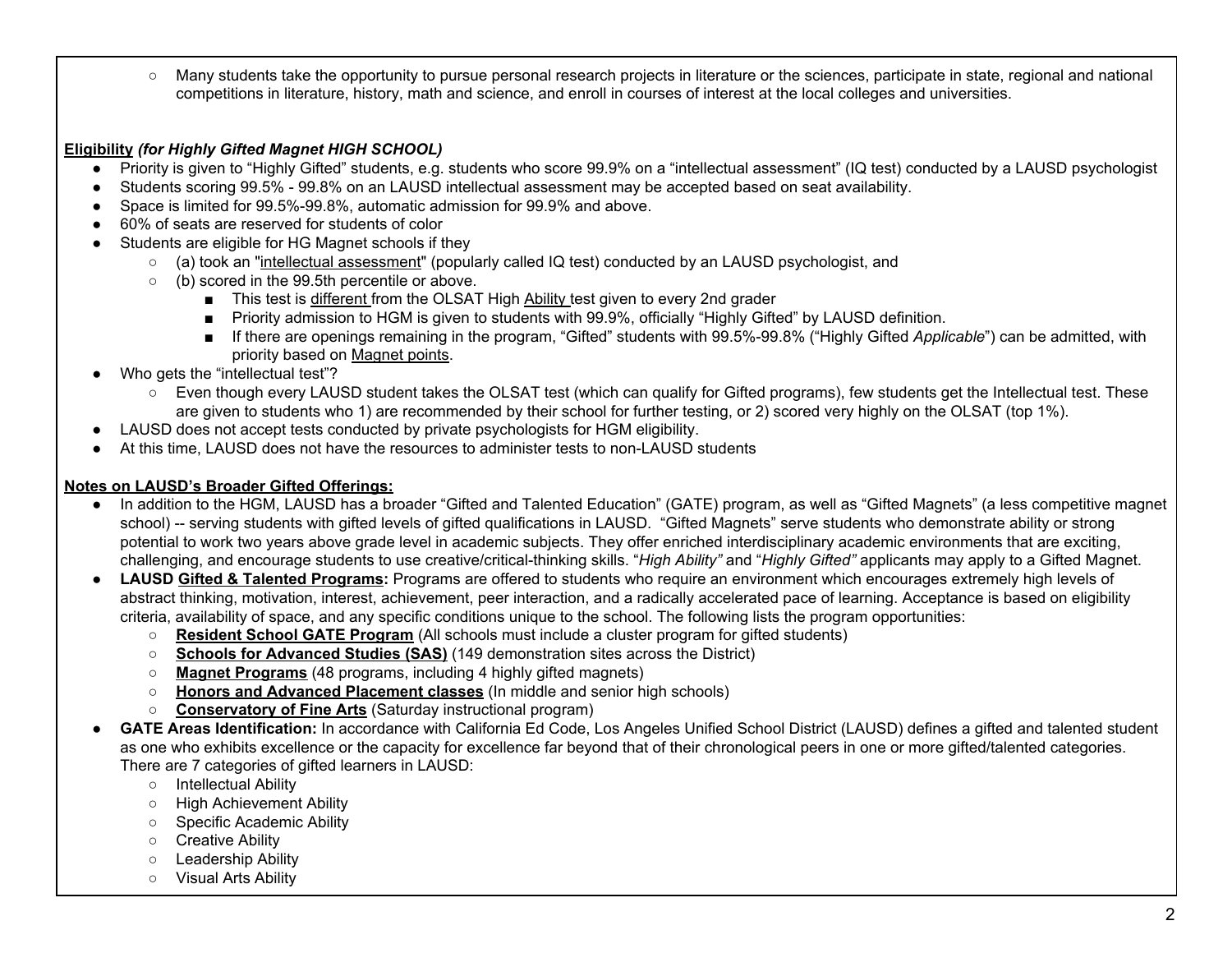- Many students take the opportunity to pursue personal research projects in literature or the sciences, participate in state, regional and national competitions in literature, history, math and science, and enroll in courses of interest at the local colleges and universities.

**Eligibility** ***(for Highly Gifted Magnet HIGH SCHOOL)***

- Priority is given to "Highly Gifted" students, e.g. students who score 99.9% on a "intellectual assessment" (IQ test) conducted by a LAUSD psychologist
- Students scoring 99.5% - 99.8% on an LAUSD intellectual assessment may be accepted based on seat availability.
- Space is limited for 99.5%-99.8%, automatic admission for 99.9% and above.
- 60% of seats are reserved for students of color
- Students are eligible for HG Magnet schools if they
  - (a) took an "intellectual assessment" (popularly called IQ test) conducted by an LAUSD psychologist, and
  - (b) scored in the 99.5th percentile or above.
    - This test is different from the OLSAT High Ability test given to every 2nd grader
    - Priority admission to HGM is given to students with 99.9%, officially "Highly Gifted" by LAUSD definition.
    - If there are openings remaining in the program, "Gifted" students with 99.5%-99.8% ("Highly Gifted *Applicable*") can be admitted, with priority based on Magnet points.
- Who gets the "intellectual test"?
  - Even though every LAUSD student takes the OLSAT test (which can qualify for Gifted programs), few students get the Intellectual test. These are given to students who 1) are recommended by their school for further testing, or 2) scored very highly on the OLSAT (top 1%).
- LAUSD does not accept tests conducted by private psychologists for HGM eligibility.
- At this time, LAUSD does not have the resources to administer tests to non-LAUSD students

**Notes on LAUSD's Broader Gifted Offerings:**

- In addition to the HGM, LAUSD has a broader "Gifted and Talented Education" (GATE) program, as well as "Gifted Magnets" (a less competitive magnet school) -- serving students with gifted levels of gifted qualifications in LAUSD. "Gifted Magnets" serve students who demonstrate ability or strong potential to work two years above grade level in academic subjects. They offer enriched interdisciplinary academic environments that are exciting, challenging, and encourage students to use creative/critical-thinking skills. "*High Ability"* and "*Highly Gifted"* applicants may apply to a Gifted Magnet.
- **LAUSD Gifted & Talented Programs:** Programs are offered to students who require an environment which encourages extremely high levels of abstract thinking, motivation, interest, achievement, peer interaction, and a radically accelerated pace of learning. Acceptance is based on eligibility criteria, availability of space, and any specific conditions unique to the school. The following lists the program opportunities:
  - **Resident School GATE Program** (All schools must include a cluster program for gifted students)
  - **Schools for Advanced Studies (SAS)** (149 demonstration sites across the District)
  - **Magnet Programs** (48 programs, including 4 highly gifted magnets)
  - **Honors and Advanced Placement classes** (In middle and senior high schools)
  - **Conservatory of Fine Arts** (Saturday instructional program)
- **GATE Areas Identification:** In accordance with California Ed Code, Los Angeles Unified School District (LAUSD) defines a gifted and talented student as one who exhibits excellence or the capacity for excellence far beyond that of their chronological peers in one or more gifted/talented categories. There are 7 categories of gifted learners in LAUSD:
  - Intellectual Ability
  - High Achievement Ability
  - Specific Academic Ability
  - Creative Ability
  - Leadership Ability
  - Visual Arts Ability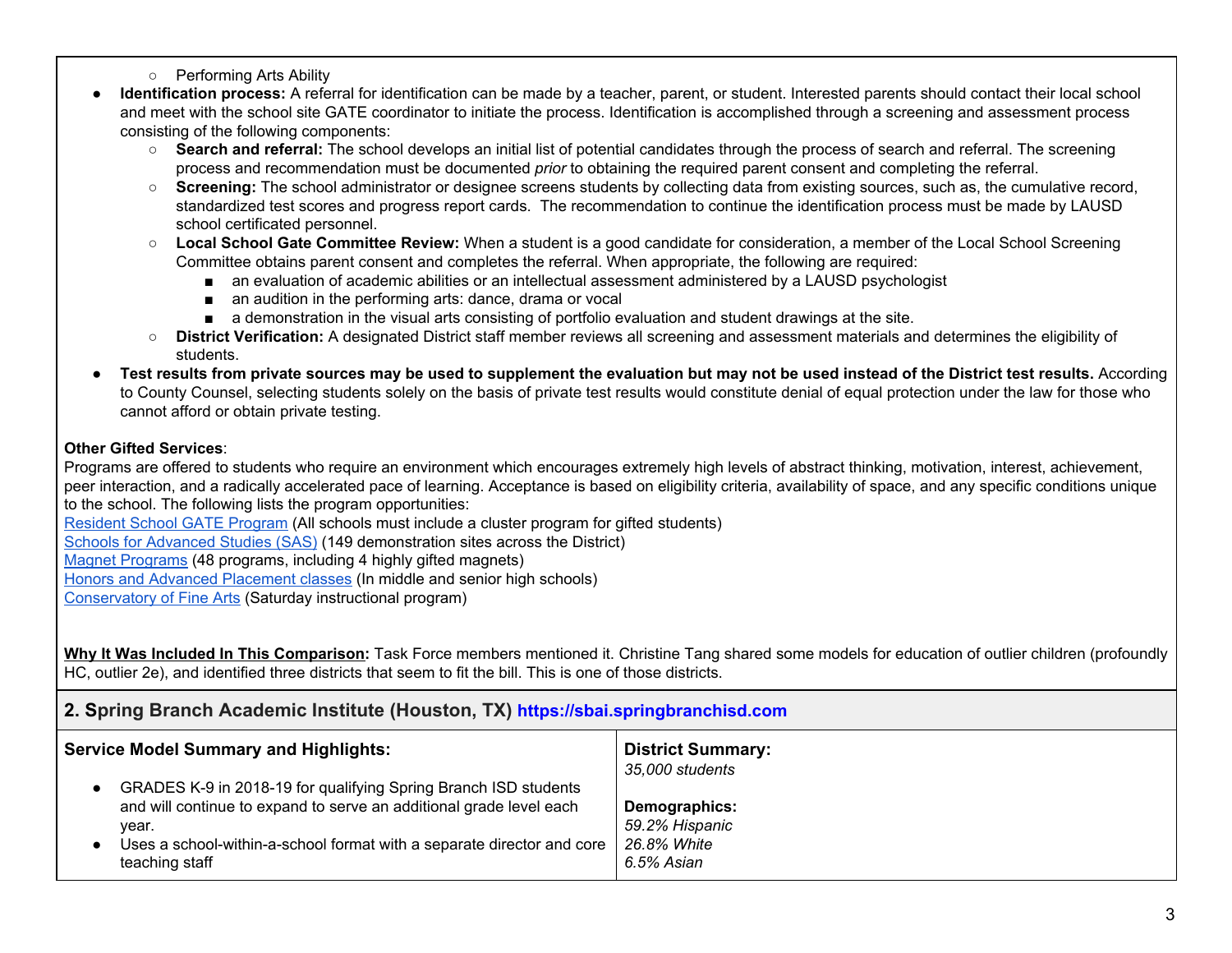- Performing Arts Ability
- **Identification process:** A referral for identification can be made by a teacher, parent, or student. Interested parents should contact their local school and meet with the school site GATE coordinator to initiate the process. Identification is accomplished through a screening and assessment process consisting of the following components:
   - **Search and referral:** The school develops an initial list of potential candidates through the process of search and referral. The screening process and recommendation must be documented *prior* to obtaining the required parent consent and completing the referral.
   - **Screening:** The school administrator or designee screens students by collecting data from existing sources, such as, the cumulative record, standardized test scores and progress report cards. The recommendation to continue the identification process must be made by LAUSD school certificated personnel.
   - **Local School Gate Committee Review:** When a student is a good candidate for consideration, a member of the Local School Screening Committee obtains parent consent and completes the referral. When appropriate, the following are required:
      - an evaluation of academic abilities or an intellectual assessment administered by a LAUSD psychologist
      - an audition in the performing arts: dance, drama or vocal
      - a demonstration in the visual arts consisting of portfolio evaluation and student drawings at the site.
   - **District Verification:** A designated District staff member reviews all screening and assessment materials and determines the eligibility of students.
- **Test results from private sources may be used to supplement the evaluation but may not be used instead of the District test results.** According to County Counsel, selecting students solely on the basis of private test results would constitute denial of equal protection under the law for those who cannot afford or obtain private testing.

**Other Gifted Services**:
Programs are offered to students who require an environment which encourages extremely high levels of abstract thinking, motivation, interest, achievement, peer interaction, and a radically accelerated pace of learning. Acceptance is based on eligibility criteria, availability of space, and any specific conditions unique to the school. The following lists the program opportunities:
Resident School GATE Program (All schools must include a cluster program for gifted students)
Schools for Advanced Studies (SAS) (149 demonstration sites across the District)
Magnet Programs (48 programs, including 4 highly gifted magnets)
Honors and Advanced Placement classes (In middle and senior high schools)
Conservatory of Fine Arts (Saturday instructional program)

**Why It Was Included In This Comparison:** Task Force members mentioned it. Christine Tang shared some models for education of outlier children (profoundly HC, outlier 2e), and identified three districts that seem to fit the bill. This is one of those districts.

## 2. Spring Branch Academic Institute (Houston, TX) https://sbai.springbranchisd.com

| Service Model Summary and Highlights: | District Summary: |
|---|---|
| • GRADES K-9 in 2018-19 for qualifying Spring Branch ISD students and will continue to expand to serve an additional grade level each year.<br>• Uses a school-within-a-school format with a separate director and core teaching staff | *35,000 students*<br><br>**Demographics:**<br>*59.2% Hispanic*<br>*26.8% White*<br>*6.5% Asian* |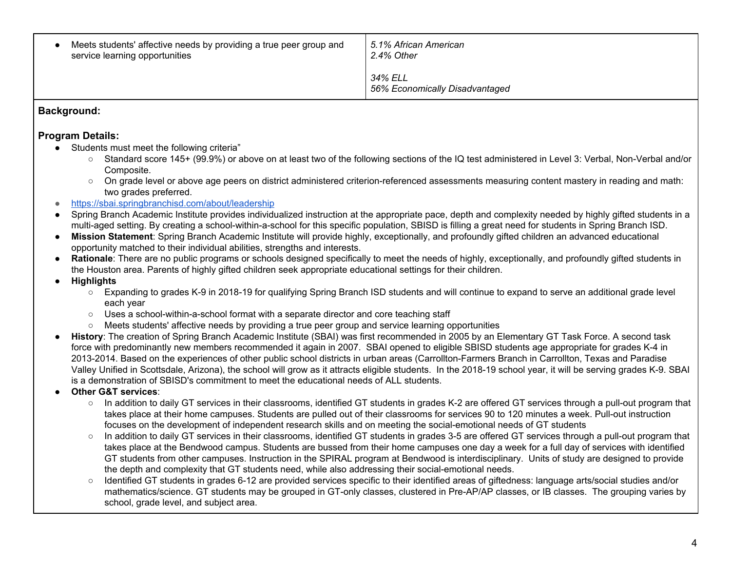| | |
|---|---|
| • Meets students' affective needs by providing a true peer group and service learning opportunities | *5.1% African American*<br>*2.4% Other*<br><br>*34% ELL*<br>*56% Economically Disadvantaged* |

**Background:**

**Program Details:**

- Students must meet the following criteria"
  - Standard score 145+ (99.9%) or above on at least two of the following sections of the IQ test administered in Level 3: Verbal, Non-Verbal and/or Composite.
  - On grade level or above age peers on district administered criterion-referenced assessments measuring content mastery in reading and math: two grades preferred.
- https://sbai.springbranchisd.com/about/leadership
- Spring Branch Academic Institute provides individualized instruction at the appropriate pace, depth and complexity needed by highly gifted students in a multi-aged setting. By creating a school-within-a-school for this specific population, SBISD is filling a great need for students in Spring Branch ISD.
- **Mission Statement**: Spring Branch Academic Institute will provide highly, exceptionally, and profoundly gifted children an advanced educational opportunity matched to their individual abilities, strengths and interests.
- **Rationale**: There are no public programs or schools designed specifically to meet the needs of highly, exceptionally, and profoundly gifted students in the Houston area. Parents of highly gifted children seek appropriate educational settings for their children.
- **Highlights**
  - Expanding to grades K-9 in 2018-19 for qualifying Spring Branch ISD students and will continue to expand to serve an additional grade level each year
  - Uses a school-within-a-school format with a separate director and core teaching staff
  - Meets students' affective needs by providing a true peer group and service learning opportunities
- **History**: The creation of Spring Branch Academic Institute (SBAI) was first recommended in 2005 by an Elementary GT Task Force. A second task force with predominantly new members recommended it again in 2007. SBAI opened to eligible SBISD students age appropriate for grades K-4 in 2013-2014. Based on the experiences of other public school districts in urban areas (Carrollton-Farmers Branch in Carrollton, Texas and Paradise Valley Unified in Scottsdale, Arizona), the school will grow as it attracts eligible students. In the 2018-19 school year, it will be serving grades K-9. SBAI is a demonstration of SBISD's commitment to meet the educational needs of ALL students.
- **Other G&T services**:
  - In addition to daily GT services in their classrooms, identified GT students in grades K-2 are offered GT services through a pull-out program that takes place at their home campuses. Students are pulled out of their classrooms for services 90 to 120 minutes a week. Pull-out instruction focuses on the development of independent research skills and on meeting the social-emotional needs of GT students
  - In addition to daily GT services in their classrooms, identified GT students in grades 3-5 are offered GT services through a pull-out program that takes place at the Bendwood campus. Students are bussed from their home campuses one day a week for a full day of services with identified GT students from other campuses. Instruction in the SPIRAL program at Bendwood is interdisciplinary. Units of study are designed to provide the depth and complexity that GT students need, while also addressing their social-emotional needs.
  - Identified GT students in grades 6-12 are provided services specific to their identified areas of giftedness: language arts/social studies and/or mathematics/science. GT students may be grouped in GT-only classes, clustered in Pre-AP/AP classes, or IB classes. The grouping varies by school, grade level, and subject area.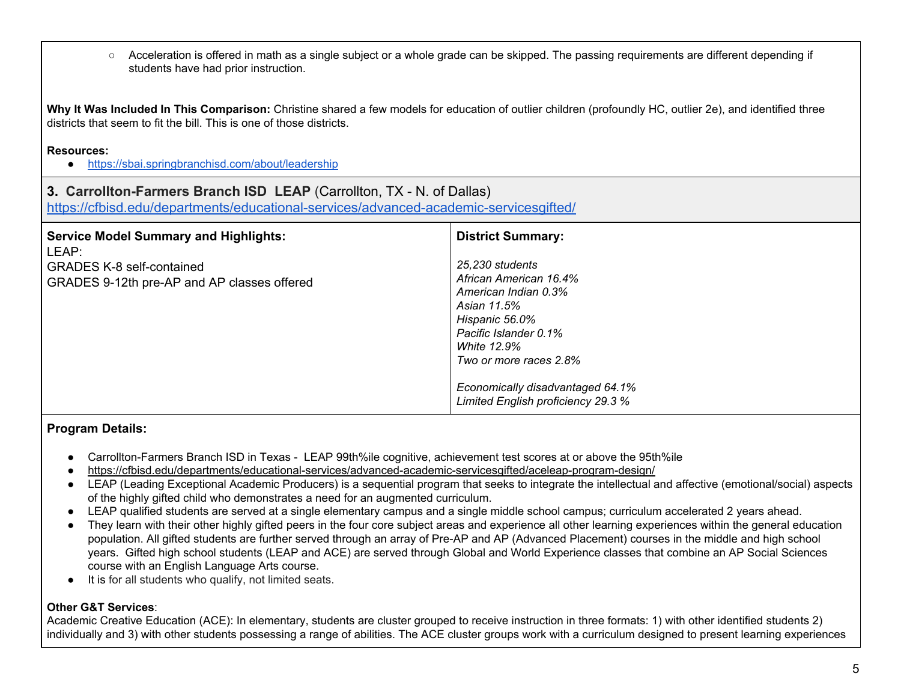- ○ Acceleration is offered in math as a single subject or a whole grade can be skipped. The passing requirements are different depending if students have had prior instruction.

**Why It Was Included In This Comparison:** Christine shared a few models for education of outlier children (profoundly HC, outlier 2e), and identified three districts that seem to fit the bill. This is one of those districts.

**Resources:**
- https://sbai.springbranchisd.com/about/leadership

### 3. Carrollton-Farmers Branch ISD LEAP (Carrollton, TX - N. of Dallas)

https://cfbisd.edu/departments/educational-services/advanced-academic-servicesgifted/

| **Service Model Summary and Highlights:** | **District Summary:** |
| --- | --- |
| LEAP:<br>GRADES K-8 self-contained<br>GRADES 9-12th pre-AP and AP classes offered | *25,230 students*<br>*African American 16.4%*<br>*American Indian 0.3%*<br>*Asian 11.5%*<br>*Hispanic 56.0%*<br>*Pacific Islander 0.1%*<br>*White 12.9%*<br>*Two or more races 2.8%*<br><br>*Economically disadvantaged 64.1%*<br>*Limited English proficiency 29.3 %* |

**Program Details:**

- Carrollton-Farmers Branch ISD in Texas - LEAP 99th%ile cognitive, achievement test scores at or above the 95th%ile
- https://cfbisd.edu/departments/educational-services/advanced-academic-servicesgifted/aceleap-program-design/
- LEAP (Leading Exceptional Academic Producers) is a sequential program that seeks to integrate the intellectual and affective (emotional/social) aspects of the highly gifted child who demonstrates a need for an augmented curriculum.
- LEAP qualified students are served at a single elementary campus and a single middle school campus; curriculum accelerated 2 years ahead.
- They learn with their other highly gifted peers in the four core subject areas and experience all other learning experiences within the general education population. All gifted students are further served through an array of Pre-AP and AP (Advanced Placement) courses in the middle and high school years. Gifted high school students (LEAP and ACE) are served through Global and World Experience classes that combine an AP Social Sciences course with an English Language Arts course.
- It is for all students who qualify, not limited seats.

**Other G&T Services**:
Academic Creative Education (ACE): In elementary, students are cluster grouped to receive instruction in three formats: 1) with other identified students 2) individually and 3) with other students possessing a range of abilities. The ACE cluster groups work with a curriculum designed to present learning experiences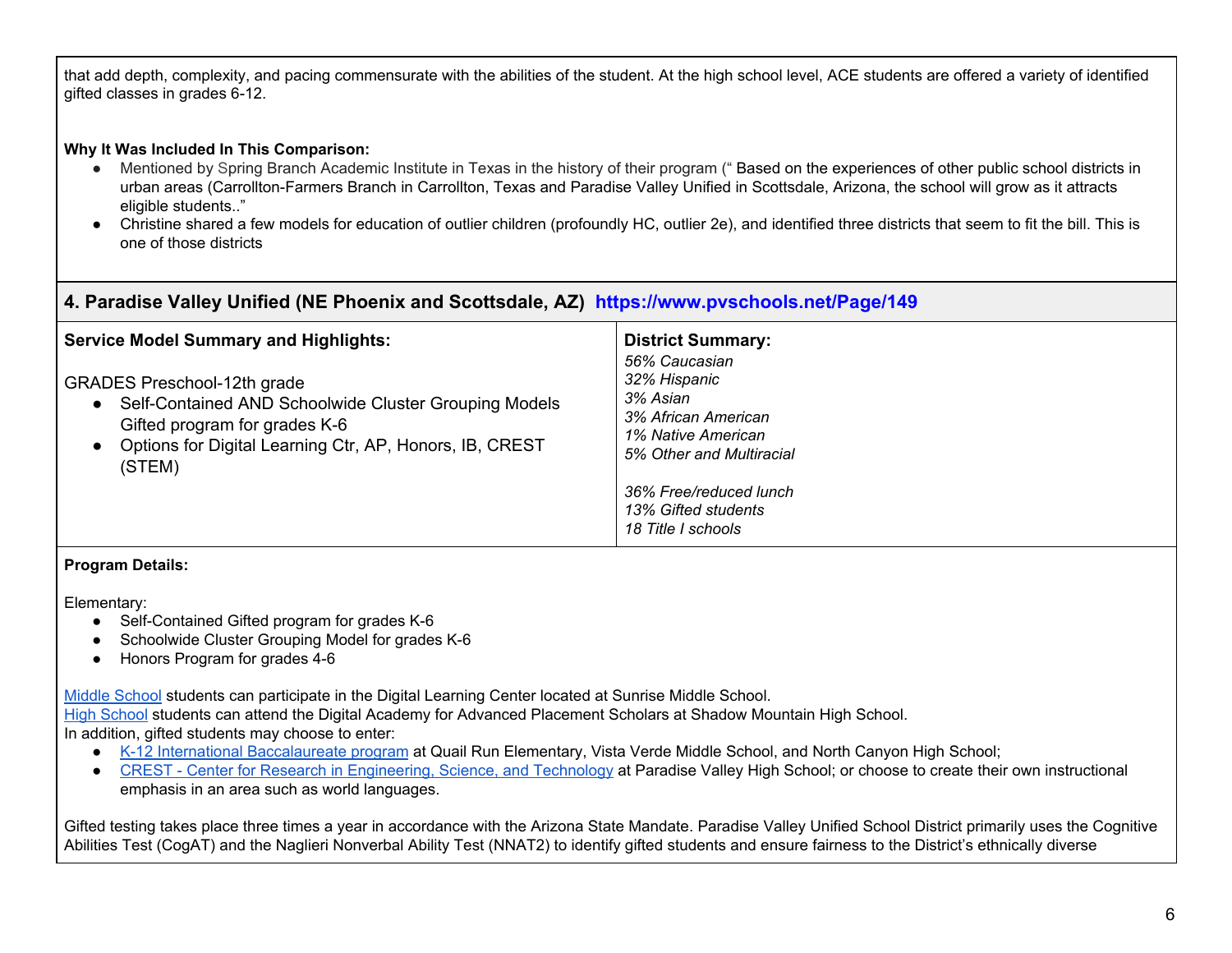that add depth, complexity, and pacing commensurate with the abilities of the student. At the high school level, ACE students are offered a variety of identified gifted classes in grades 6-12.

**Why It Was Included In This Comparison:**

- Mentioned by Spring Branch Academic Institute in Texas in the history of their program (" Based on the experiences of other public school districts in urban areas (Carrollton-Farmers Branch in Carrollton, Texas and Paradise Valley Unified in Scottsdale, Arizona, the school will grow as it attracts eligible students.."
- Christine shared a few models for education of outlier children (profoundly HC, outlier 2e), and identified three districts that seem to fit the bill. This is one of those districts

## 4. Paradise Valley Unified (NE Phoenix and Scottsdale, AZ) https://www.pvschools.net/Page/149

| **Service Model Summary and Highlights:** | **District Summary:** |
|---|---|
| GRADES Preschool-12th grade<br>• Self-Contained AND Schoolwide Cluster Grouping Models Gifted program for grades K-6<br>• Options for Digital Learning Ctr, AP, Honors, IB, CREST (STEM) | *56% Caucasian*<br>*32% Hispanic*<br>*3% Asian*<br>*3% African American*<br>*1% Native American*<br>*5% Other and Multiracial*<br><br>*36% Free/reduced lunch*<br>*13% Gifted students*<br>*18 Title I schools* |

**Program Details:**

Elementary:

- Self-Contained Gifted program for grades K-6
- Schoolwide Cluster Grouping Model for grades K-6
- Honors Program for grades 4-6

Middle School students can participate in the Digital Learning Center located at Sunrise Middle School.
High School students can attend the Digital Academy for Advanced Placement Scholars at Shadow Mountain High School.
In addition, gifted students may choose to enter:

- K-12 International Baccalaureate program at Quail Run Elementary, Vista Verde Middle School, and North Canyon High School;
- CREST - Center for Research in Engineering, Science, and Technology at Paradise Valley High School; or choose to create their own instructional emphasis in an area such as world languages.

Gifted testing takes place three times a year in accordance with the Arizona State Mandate. Paradise Valley Unified School District primarily uses the Cognitive Abilities Test (CogAT) and the Naglieri Nonverbal Ability Test (NNAT2) to identify gifted students and ensure fairness to the District's ethnically diverse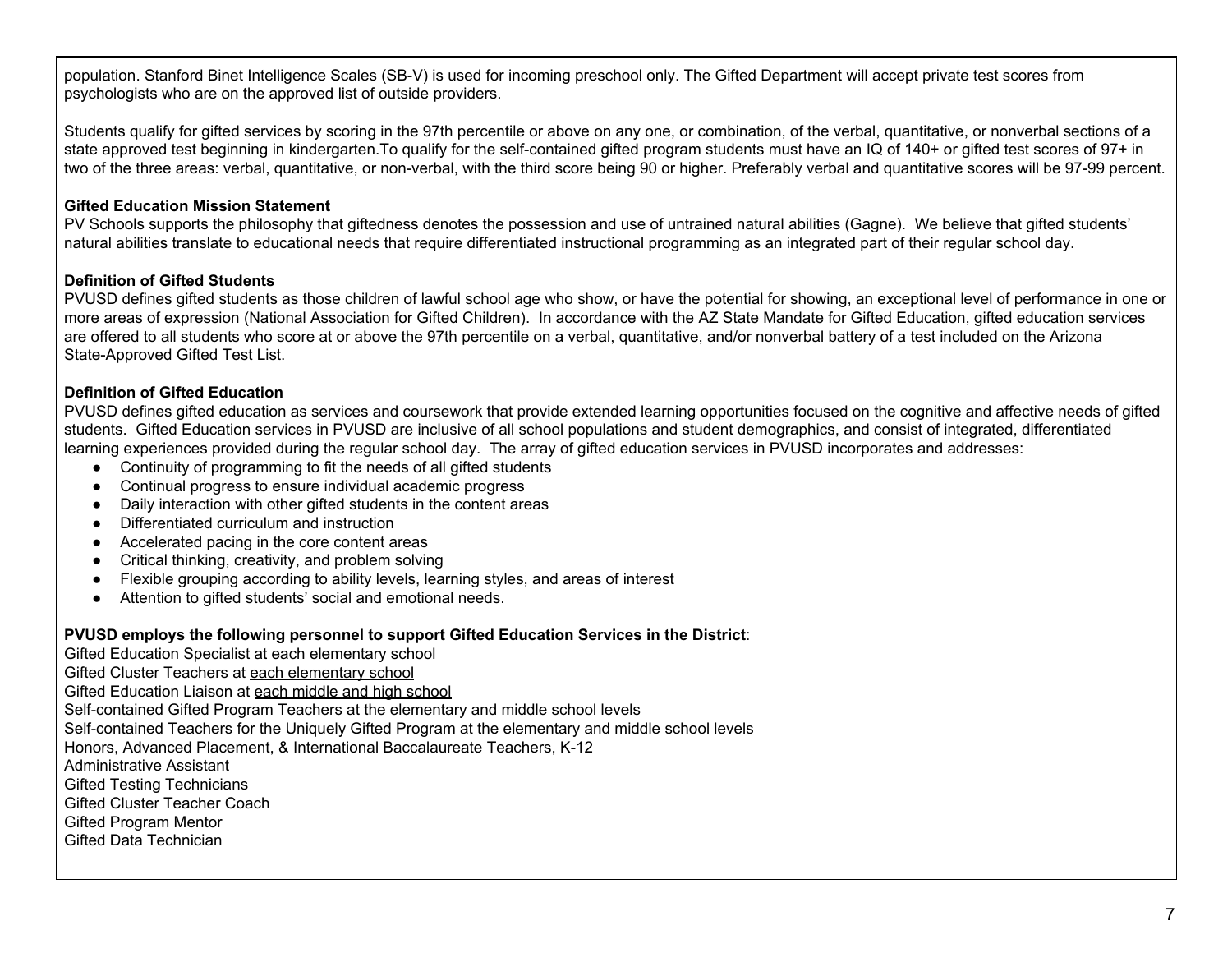population. Stanford Binet Intelligence Scales (SB-V) is used for incoming preschool only. The Gifted Department will accept private test scores from psychologists who are on the approved list of outside providers.

Students qualify for gifted services by scoring in the 97th percentile or above on any one, or combination, of the verbal, quantitative, or nonverbal sections of a state approved test beginning in kindergarten.To qualify for the self-contained gifted program students must have an IQ of 140+ or gifted test scores of 97+ in two of the three areas: verbal, quantitative, or non-verbal, with the third score being 90 or higher. Preferably verbal and quantitative scores will be 97-99 percent.

**Gifted Education Mission Statement**
PV Schools supports the philosophy that giftedness denotes the possession and use of untrained natural abilities (Gagne). We believe that gifted students' natural abilities translate to educational needs that require differentiated instructional programming as an integrated part of their regular school day.

**Definition of Gifted Students**
PVUSD defines gifted students as those children of lawful school age who show, or have the potential for showing, an exceptional level of performance in one or more areas of expression (National Association for Gifted Children). In accordance with the AZ State Mandate for Gifted Education, gifted education services are offered to all students who score at or above the 97th percentile on a verbal, quantitative, and/or nonverbal battery of a test included on the Arizona State-Approved Gifted Test List.

**Definition of Gifted Education**
PVUSD defines gifted education as services and coursework that provide extended learning opportunities focused on the cognitive and affective needs of gifted students. Gifted Education services in PVUSD are inclusive of all school populations and student demographics, and consist of integrated, differentiated learning experiences provided during the regular school day. The array of gifted education services in PVUSD incorporates and addresses:

- Continuity of programming to fit the needs of all gifted students
- Continual progress to ensure individual academic progress
- Daily interaction with other gifted students in the content areas
- Differentiated curriculum and instruction
- Accelerated pacing in the core content areas
- Critical thinking, creativity, and problem solving
- Flexible grouping according to ability levels, learning styles, and areas of interest
- Attention to gifted students' social and emotional needs.

**PVUSD employs the following personnel to support Gifted Education Services in the District**:
Gifted Education Specialist at each elementary school
Gifted Cluster Teachers at each elementary school
Gifted Education Liaison at each middle and high school
Self-contained Gifted Program Teachers at the elementary and middle school levels
Self-contained Teachers for the Uniquely Gifted Program at the elementary and middle school levels
Honors, Advanced Placement, & International Baccalaureate Teachers, K-12
Administrative Assistant
Gifted Testing Technicians
Gifted Cluster Teacher Coach
Gifted Program Mentor
Gifted Data Technician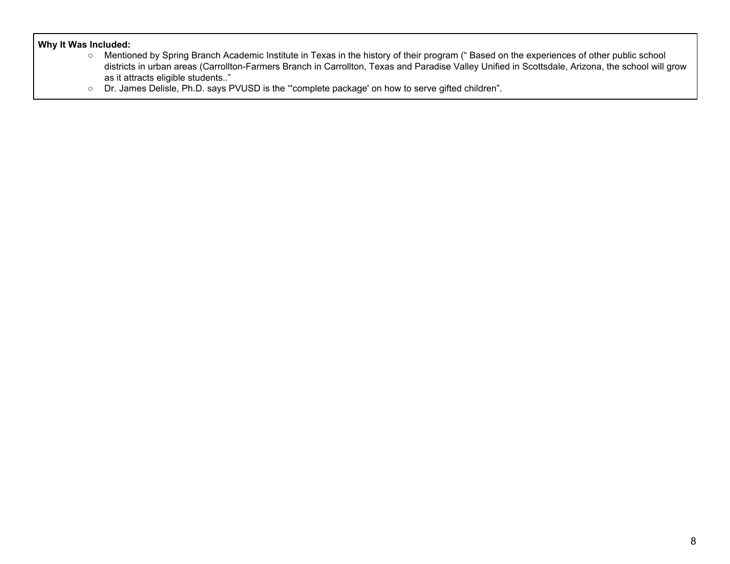**Why It Was Included:**

- Mentioned by Spring Branch Academic Institute in Texas in the history of their program (" Based on the experiences of other public school districts in urban areas (Carrollton-Farmers Branch in Carrollton, Texas and Paradise Valley Unified in Scottsdale, Arizona, the school will grow as it attracts eligible students.."
- Dr. James Delisle, Ph.D. says PVUSD is the "'complete package' on how to serve gifted children".